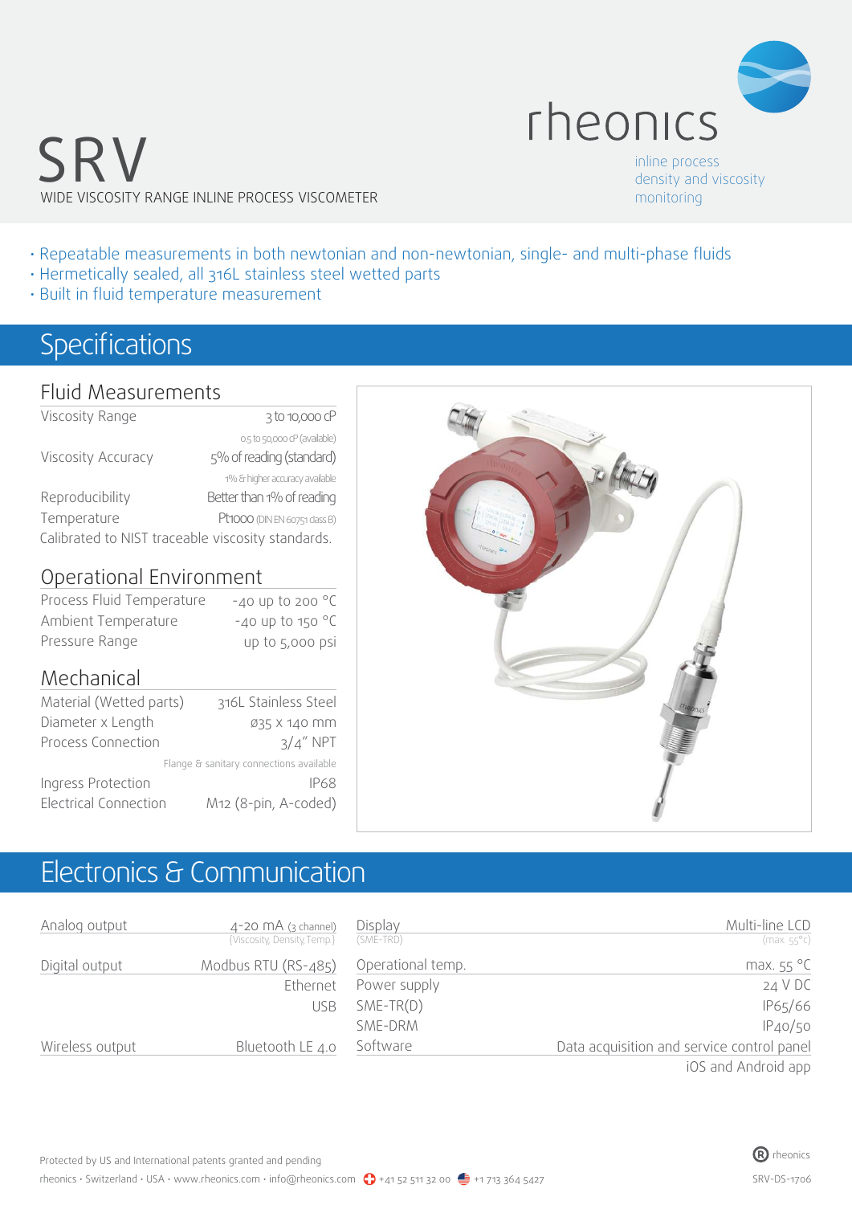# SRV

WIDE VISCOSITY RANGE INLINE PROCESS VISCOMETER

rheonics

inline process density and viscosity monitoring

- Repeatable measurements in both newtonian and non-newtonian, single- and multi-phase fluids
- Hermetically sealed, all 316L stainless steel wetted parts
- Built in fluid temperature measurement

## Specifications

### Fluid Measurements

| | |
|---|---|
| Viscosity Range | 3 to 10,000 cP |
| | 0.5 to 50,000 cP (available) |
| Viscosity Accuracy | 5% of reading (standard) |
| | 1% & higher accuracy available |
| Reproducibility | Better than 1% of reading |
| Temperature | Pt1000 (DIN EN 60751 class B) |

Calibrated to NIST traceable viscosity standards.

### Operational Environment

| | |
|---|---|
| Process Fluid Temperature | -40 up to 200 °C |
| Ambient Temperature | -40 up to 150 °C |
| Pressure Range | up to 5,000 psi |

### Mechanical

| | |
|---|---|
| Material (Wetted parts) | 316L Stainless Steel |
| Diameter x Length | ø35 x 140 mm |
| Process Connection | 3/4" NPT |
| | Flange & sanitary connections available |
| Ingress Protection | IP68 |
| Electrical Connection | M12 (8-pin, A-coded) |

## Electronics & Communication

| | |
|---|---|
| Analog output | 4-20 mA (3 channel) {Viscosity, Density, Temp.} |
| Digital output | Modbus RTU (RS-485) |
| | Ethernet |
| | USB |
| Wireless output | Bluetooth LE 4.0 |

| | |
|---|---|
| Display (SME-TRD) | Multi-line LCD (max. 55°c) |
| Operational temp. | max. 55 °C |
| Power supply | 24 V DC |
| SME-TR(D) | IP65/66 |
| SME-DRM | IP40/50 |
| Software | Data acquisition and service control panel |
| | iOS and Android app |

Protected by US and International patents granted and pending

rheonics · Switzerland · USA · www.rheonics.com · info@rheonics.com · +41 52 511 32 00 · +1 713 364 5427

® rheonics

SRV-DS-1706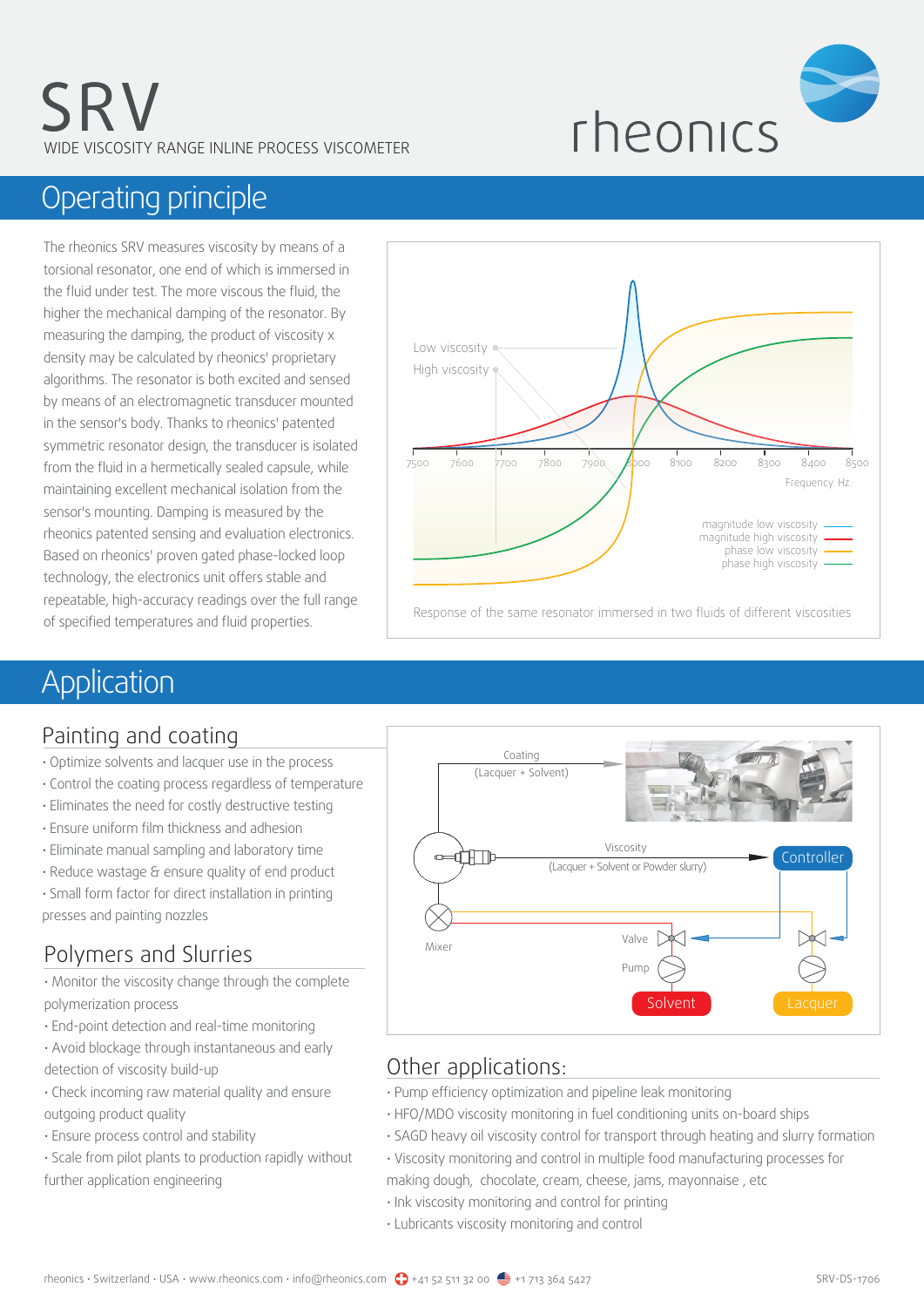# SRV

WIDE VISCOSITY RANGE INLINE PROCESS VISCOMETER

rheonics

## Operating principle

The rheonics SRV measures viscosity by means of a torsional resonator, one end of which is immersed in the fluid under test. The more viscous the fluid, the higher the mechanical damping of the resonator. By measuring the damping, the product of viscosity x density may be calculated by rheonics' proprietary algorithms. The resonator is both excited and sensed by means of an electromagnetic transducer mounted in the sensor's body. Thanks to rheonics' patented symmetric resonator design, the transducer is isolated from the fluid in a hermetically sealed capsule, while maintaining excellent mechanical isolation from the sensor's mounting. Damping is measured by the rheonics patented sensing and evaluation electronics. Based on rheonics' proven gated phase-locked loop technology, the electronics unit offers stable and repeatable, high-accuracy readings over the full range of specified temperatures and fluid properties.

Response of the same resonator immersed in two fluids of different viscosities

## Application

### Painting and coating

- Optimize solvents and lacquer use in the process
- Control the coating process regardless of temperature
- Eliminates the need for costly destructive testing
- Ensure uniform film thickness and adhesion
- Eliminate manual sampling and laboratory time
- Reduce wastage & ensure quality of end product
- Small form factor for direct installation in printing presses and painting nozzles

### Polymers and Slurries

- Monitor the viscosity change through the complete polymerization process
- End-point detection and real-time monitoring
- Avoid blockage through instantaneous and early detection of viscosity build-up
- Check incoming raw material quality and ensure outgoing product quality
- Ensure process control and stability
- Scale from pilot plants to production rapidly without further application engineering

### Other applications:

- Pump efficiency optimization and pipeline leak monitoring
- HFO/MDO viscosity monitoring in fuel conditioning units on-board ships
- SAGD heavy oil viscosity control for transport through heating and slurry formation
- Viscosity monitoring and control in multiple food manufacturing processes for making dough, chocolate, cream, cheese, jams, mayonnaise , etc
- Ink viscosity monitoring and control for printing
- Lubricants viscosity monitoring and control

rheonics · Switzerland · USA · www.rheonics.com · info@rheonics.com +41 52 511 32 00 +1 713 364 5427

SRV-DS-1706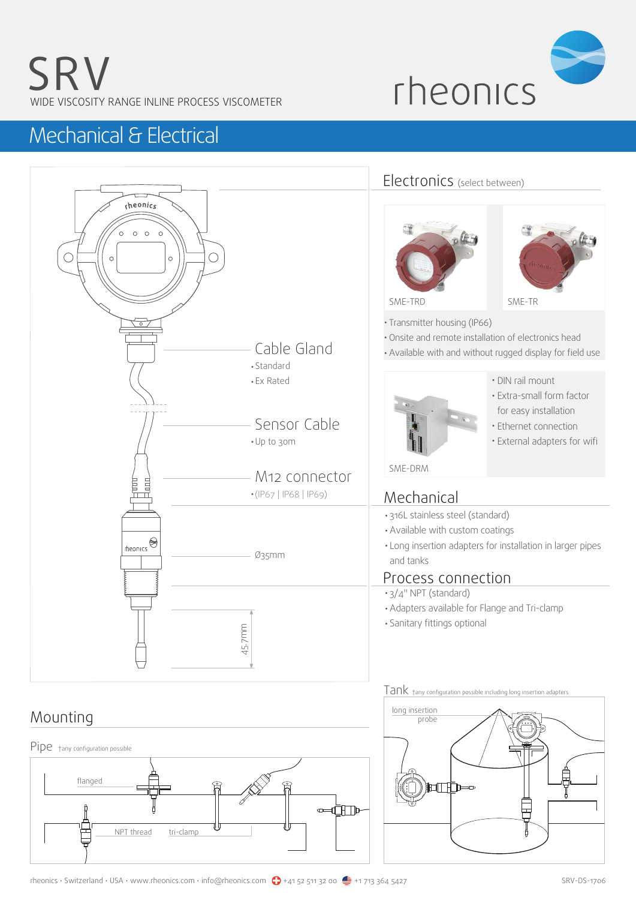# SRV

WIDE VISCOSITY RANGE INLINE PROCESS VISCOMETER

rheonics

## Mechanical & Electrical

### Cable Gland

- Standard
- Ex Rated

### Sensor Cable

- Up to 30m

### M12 connector

- (IP67 | IP68 | IP69)

Ø35mm

45.7mm

## Electronics (select between)

SME-TRD

SME-TR

- Transmitter housing (IP66)
- Onsite and remote installation of electronics head
- Available with and without rugged display for field use

SME-DRM

- DIN rail mount
- Extra-small form factor for easy installation
- Ethernet connection
- External adapters for wifi

## Mechanical

- 316L stainless steel (standard)
- Available with custom coatings
- Long insertion adapters for installation in larger pipes and tanks

## Process connection

- 3/4" NPT (standard)
- Adapters available for Flange and Tri-clamp
- Sanitary fittings optional

## Mounting

### Pipe †any configuration possible

flanged

NPT thread

tri-clamp

### Tank †any configuration possible including long insertion adapters

long insertion probe

rheonics · Switzerland · USA · www.rheonics.com · info@rheonics.com · +41 52 511 32 00 · +1 713 364 5427

SRV-DS-1706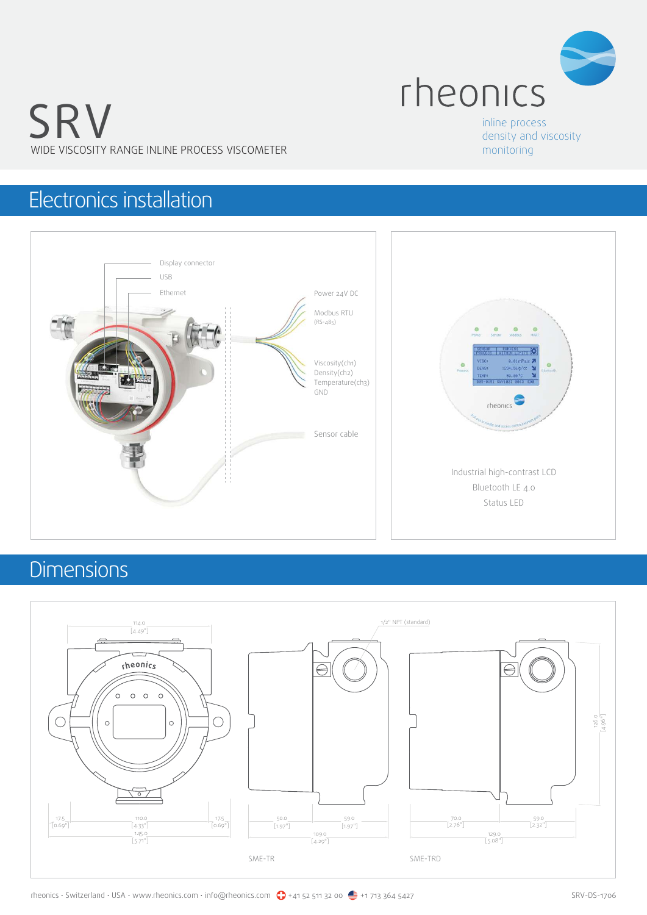# SRV

WIDE VISCOSITY RANGE INLINE PROCESS VISCOMETER

rheonics

inline process density and viscosity monitoring

## Electronics installation

Display connector

USB

Ethernet

Power 24V DC

Modbus RTU (RS-485)

Viscosity(ch1)
Density(ch2)
Temperature(ch3)
GND

Sensor cable

Industrial high-contrast LCD

Bluetooth LE 4.0

Status LED

## Dimensions

114.0 [4.49"]

17.5 [0.69"] · 110.0 [4.33"] · 17.5 [0.69"]

145.0 [5.71"]

1/2" NPT (standard)

50.0 [1.97"] · 59.0 [1.97"]

109.0 [4.29"]

SME-TR

70.0 [2.76"] · 59.0 [2.32"]

129.0 [5.08"]

126.0 [4.96"]

SME-TRD

rheonics · Switzerland · USA · www.rheonics.com · info@rheonics.com · +41 52 511 32 00 · +1 713 364 5427

SRV-DS-1706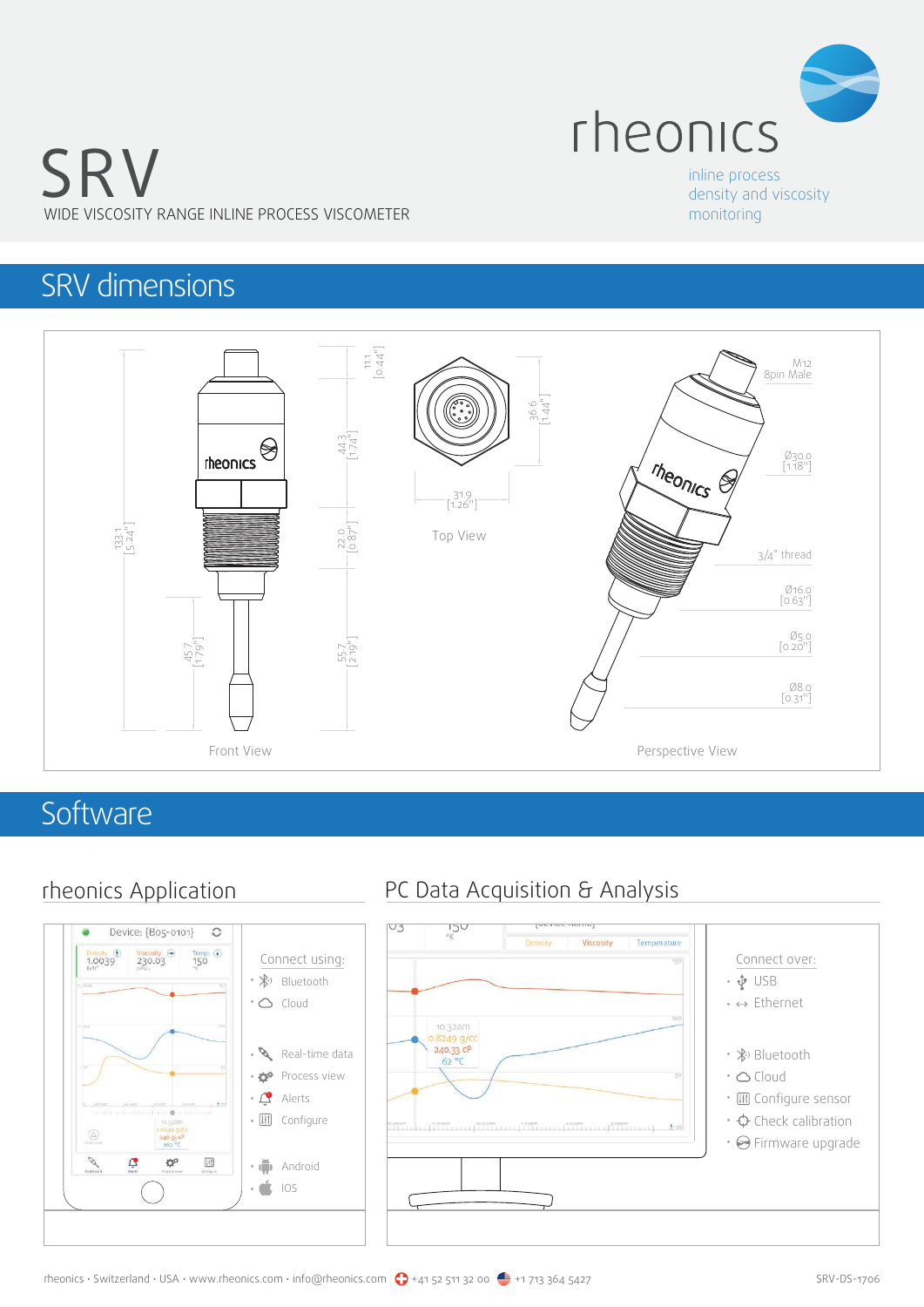# SRV

WIDE VISCOSITY RANGE INLINE PROCESS VISCOMETER

rheonics

inline process density and viscosity monitoring

## SRV dimensions

Front View

133.1 [5.24"]

11.1 [0.44"]

44.3 [1.74"]

22.0 [0.87"]

45.7 [1.79"]

55.7 [2.19"]

Top View

36.6 [1.44"]

31.9 [1.26"]

Perspective View

M12 8pin Male

Ø30.0 [1.18"]

3/4" thread

Ø16.0 [0.63"]

Ø5.0 [0.20"]

Ø8.0 [0.31"]

## Software

### rheonics Application

Connect using:

- Bluetooth
- Cloud

- Real-time data
- Process view
- Alerts
- Configure

- Android
- IOS

### PC Data Acquisition & Analysis

Connect over:

- USB
- Ethernet

- Bluetooth
- Cloud
- Configure sensor
- Check calibration
- Firmware upgrade

rheonics · Switzerland · USA · www.rheonics.com · info@rheonics.com +41 52 511 32 00 +1 713 364 5427

SRV-DS-1706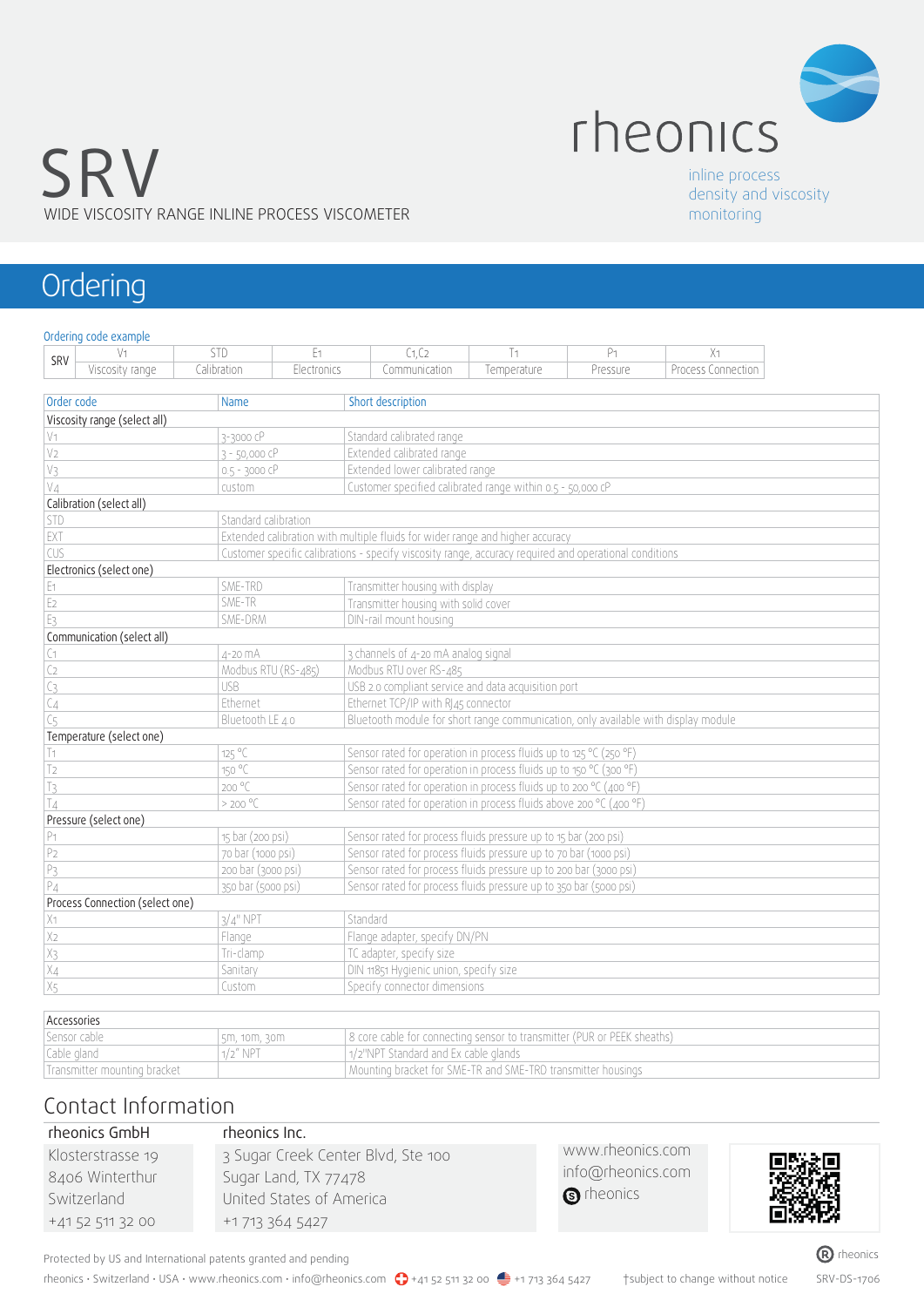# SRV

WIDE VISCOSITY RANGE INLINE PROCESS VISCOMETER

rheonics

inline process density and viscosity monitoring

## Ordering

Ordering code example

| SRV | V1 | STD | E1 | C1,C2 | T1 | P1 | X1 |
|---|---|---|---|---|---|---|---|
| | Viscosity range | Calibration | Electronics | Communication | Temperature | Pressure | Process Connection |

| Order code | Name | Short description |
|---|---|---|
| **Viscosity range (select all)** | | |
| V1 | 3-3000 cP | Standard calibrated range |
| V2 | 3 - 50,000 cP | Extended calibrated range |
| V3 | 0.5 - 3000 cP | Extended lower calibrated range |
| V4 | custom | Customer specified calibrated range within 0.5 - 50,000 cP |
| **Calibration (select all)** | | |
| STD | Standard calibration | |
| EXT | Extended calibration with multiple fluids for wider range and higher accuracy | |
| CUS | Customer specific calibrations - specify viscosity range, accuracy required and operational conditions | |
| **Electronics (select one)** | | |
| E1 | SME-TRD | Transmitter housing with display |
| E2 | SME-TR | Transmitter housing with solid cover |
| E3 | SME-DRM | DIN-rail mount housing |
| **Communication (select all)** | | |
| C1 | 4-20 mA | 3 channels of 4-20 mA analog signal |
| C2 | Modbus RTU (RS-485) | Modbus RTU over RS-485 |
| C3 | USB | USB 2.0 compliant service and data acquisition port |
| C4 | Ethernet | Ethernet TCP/IP with RJ45 connector |
| C5 | Bluetooth LE 4.0 | Bluetooth module for short range communication, only available with display module |
| **Temperature (select one)** | | |
| T1 | 125 °C | Sensor rated for operation in process fluids up to 125 °C (250 °F) |
| T2 | 150 °C | Sensor rated for operation in process fluids up to 150 °C (300 °F) |
| T3 | 200 °C | Sensor rated for operation in process fluids up to 200 °C (400 °F) |
| T4 | > 200 °C | Sensor rated for operation in process fluids above 200 °C (400 °F) |
| **Pressure (select one)** | | |
| P1 | 15 bar (200 psi) | Sensor rated for process fluids pressure up to 15 bar (200 psi) |
| P2 | 70 bar (1000 psi) | Sensor rated for process fluids pressure up to 70 bar (1000 psi) |
| P3 | 200 bar (3000 psi) | Sensor rated for process fluids pressure up to 200 bar (3000 psi) |
| P4 | 350 bar (5000 psi) | Sensor rated for process fluids pressure up to 350 bar (5000 psi) |
| **Process Connection (select one)** | | |
| X1 | 3/4" NPT | Standard |
| X2 | Flange | Flange adapter, specify DN/PN |
| X3 | Tri-clamp | TC adapter, specify size |
| X4 | Sanitary | DIN 11851 Hygienic union, specify size |
| X5 | Custom | Specify connector dimensions |

| Accessories | | |
|---|---|---|
| Sensor cable | 5m, 10m, 30m | 8 core cable for connecting sensor to transmitter (PUR or PEEK sheaths) |
| Cable gland | 1/2" NPT | 1/2"NPT Standard and Ex cable glands |
| Transmitter mounting bracket | | Mounting bracket for SME-TR and SME-TRD transmitter housings |

## Contact Information

**rheonics GmbH**
Klosterstrasse 19
8406 Winterthur
Switzerland
+41 52 511 32 00

**rheonics Inc.**
3 Sugar Creek Center Blvd, Ste 100
Sugar Land, TX 77478
United States of America
+1 713 364 5427

www.rheonics.com
info@rheonics.com
rheonics

Protected by US and International patents granted and pending

rheonics · Switzerland · USA · www.rheonics.com · info@rheonics.com +41 52 511 32 00 +1 713 364 5427

†subject to change without notice

® rheonics

SRV-DS-1706